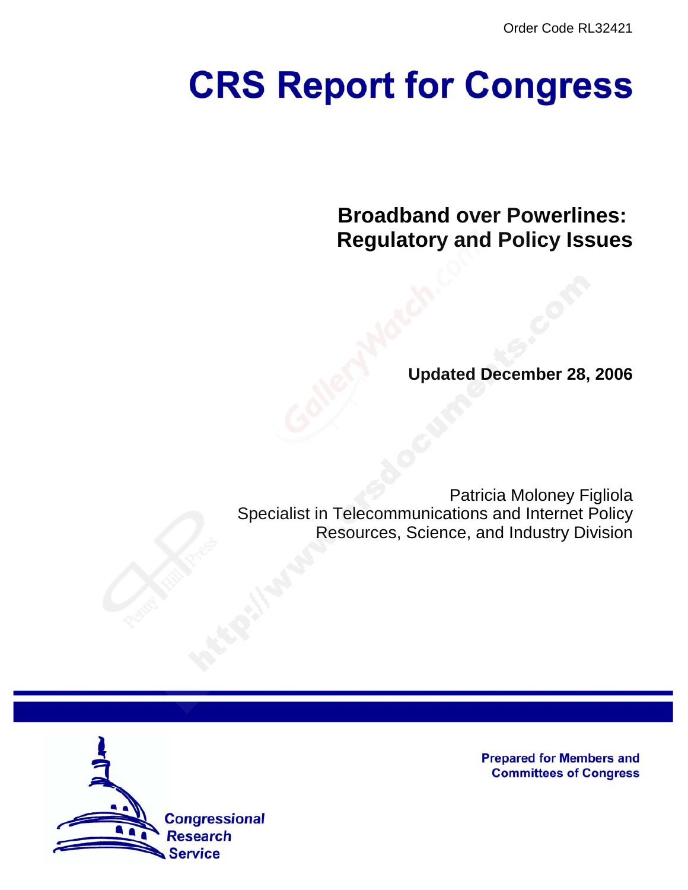Order Code RL32421

# CRS Report for Congress

## Broadband over Powerlines: Regulatory and Policy Issues

**Updated December 28, 2006**

Patricia Moloney Figliola
Specialist in Telecommunications and Internet Policy
Resources, Science, and Industry Division

**Prepared for Members and Committees of Congress**

Congressional Research Service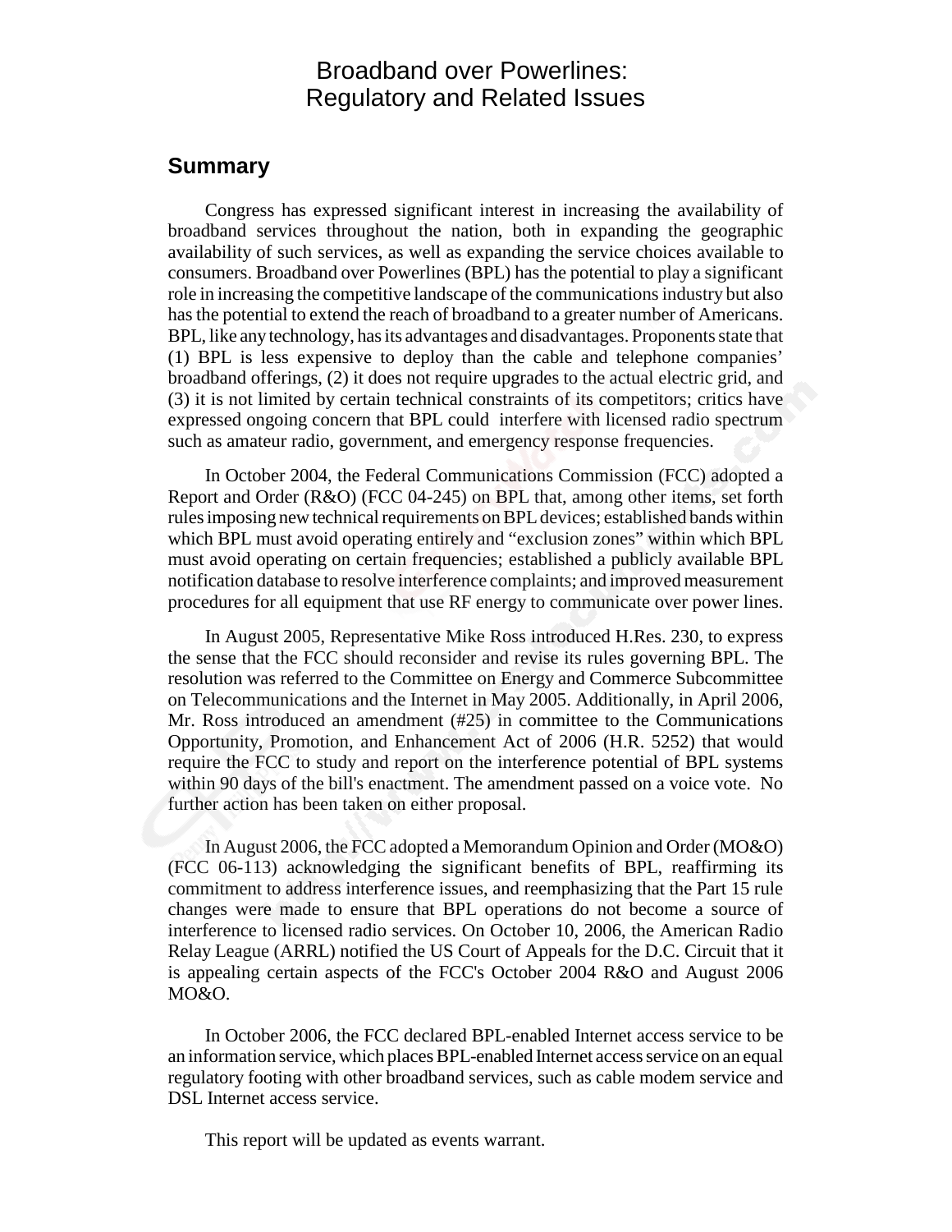# Broadband over Powerlines: Regulatory and Related Issues

## Summary

Congress has expressed significant interest in increasing the availability of broadband services throughout the nation, both in expanding the geographic availability of such services, as well as expanding the service choices available to consumers. Broadband over Powerlines (BPL) has the potential to play a significant role in increasing the competitive landscape of the communications industry but also has the potential to extend the reach of broadband to a greater number of Americans. BPL, like any technology, has its advantages and disadvantages. Proponents state that (1) BPL is less expensive to deploy than the cable and telephone companies' broadband offerings, (2) it does not require upgrades to the actual electric grid, and (3) it is not limited by certain technical constraints of its competitors; critics have expressed ongoing concern that BPL could interfere with licensed radio spectrum such as amateur radio, government, and emergency response frequencies.

In October 2004, the Federal Communications Commission (FCC) adopted a Report and Order (R&O) (FCC 04-245) on BPL that, among other items, set forth rules imposing new technical requirements on BPL devices; established bands within which BPL must avoid operating entirely and "exclusion zones" within which BPL must avoid operating on certain frequencies; established a publicly available BPL notification database to resolve interference complaints; and improved measurement procedures for all equipment that use RF energy to communicate over power lines.

In August 2005, Representative Mike Ross introduced H.Res. 230, to express the sense that the FCC should reconsider and revise its rules governing BPL. The resolution was referred to the Committee on Energy and Commerce Subcommittee on Telecommunications and the Internet in May 2005. Additionally, in April 2006, Mr. Ross introduced an amendment (#25) in committee to the Communications Opportunity, Promotion, and Enhancement Act of 2006 (H.R. 5252) that would require the FCC to study and report on the interference potential of BPL systems within 90 days of the bill's enactment. The amendment passed on a voice vote. No further action has been taken on either proposal.

In August 2006, the FCC adopted a Memorandum Opinion and Order (MO&O) (FCC 06-113) acknowledging the significant benefits of BPL, reaffirming its commitment to address interference issues, and reemphasizing that the Part 15 rule changes were made to ensure that BPL operations do not become a source of interference to licensed radio services. On October 10, 2006, the American Radio Relay League (ARRL) notified the US Court of Appeals for the D.C. Circuit that it is appealing certain aspects of the FCC's October 2004 R&O and August 2006 MO&O.

In October 2006, the FCC declared BPL-enabled Internet access service to be an information service, which places BPL-enabled Internet access service on an equal regulatory footing with other broadband services, such as cable modem service and DSL Internet access service.

This report will be updated as events warrant.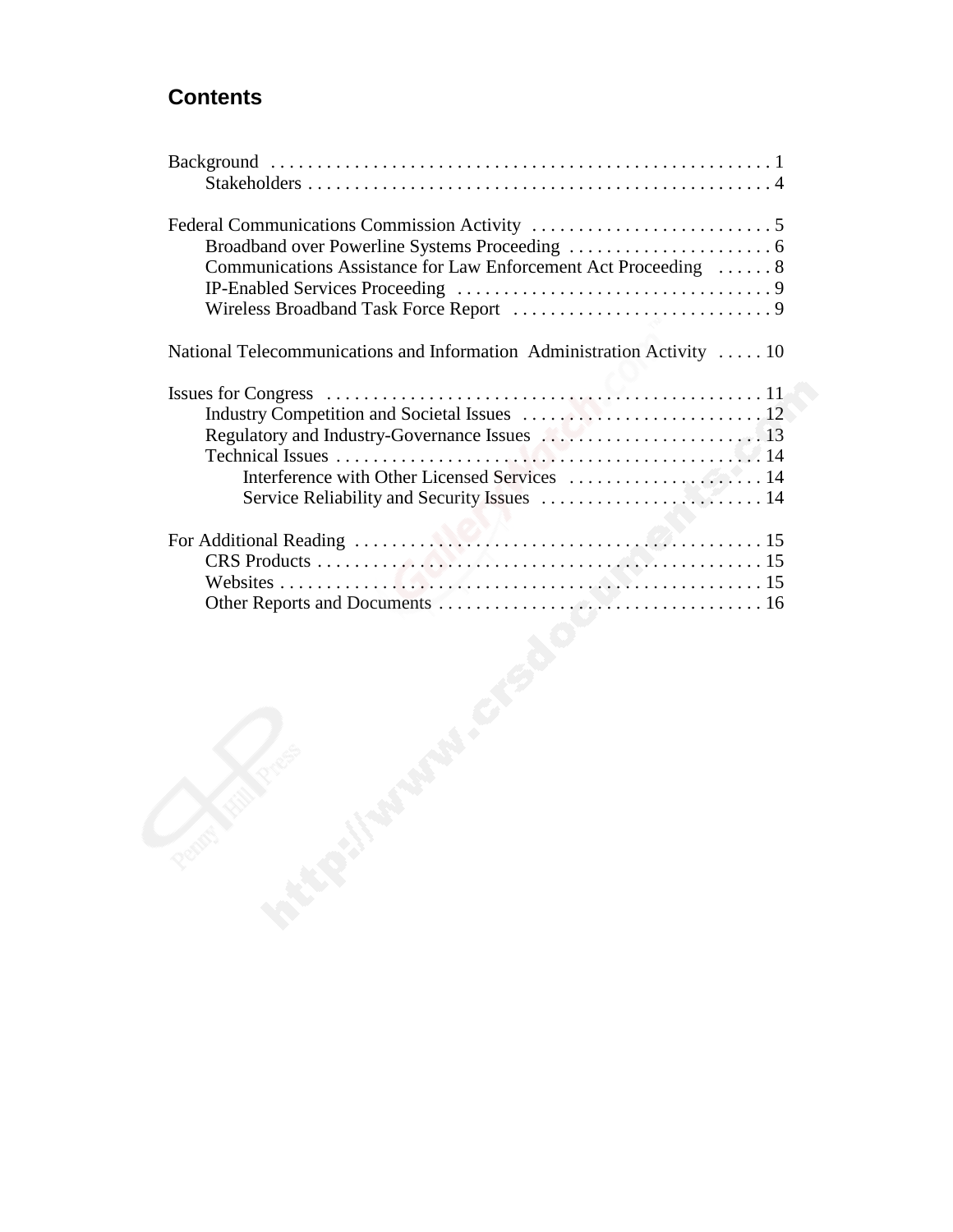## Contents

Background . . . . . . . . . . . . . . . . . . . . . . . . . . . . . . . . . . . . . . . . . . . . . . . . . . . . . 1
- Stakeholders . . . . . . . . . . . . . . . . . . . . . . . . . . . . . . . . . . . . . . . . . . . . . . . . . . . 4

Federal Communications Commission Activity . . . . . . . . . . . . . . . . . . . . . . . . . . 5
- Broadband over Powerline Systems Proceeding . . . . . . . . . . . . . . . . . . . . . . 6
- Communications Assistance for Law Enforcement Act Proceeding . . . . . . 8
- IP-Enabled Services Proceeding . . . . . . . . . . . . . . . . . . . . . . . . . . . . . . . . . . 9
- Wireless Broadband Task Force Report . . . . . . . . . . . . . . . . . . . . . . . . . . . . 9

National Telecommunications and Information Administration Activity . . . . . 10

Issues for Congress . . . . . . . . . . . . . . . . . . . . . . . . . . . . . . . . . . . . . . . . . . . . . . . 11
- Industry Competition and Societal Issues . . . . . . . . . . . . . . . . . . . . . . . . . . 12
- Regulatory and Industry-Governance Issues . . . . . . . . . . . . . . . . . . . . . . . . 13
- Technical Issues . . . . . . . . . . . . . . . . . . . . . . . . . . . . . . . . . . . . . . . . . . . . . . 14
  - Interference with Other Licensed Services . . . . . . . . . . . . . . . . . . . . . . 14
  - Service Reliability and Security Issues . . . . . . . . . . . . . . . . . . . . . . . . 14

For Additional Reading . . . . . . . . . . . . . . . . . . . . . . . . . . . . . . . . . . . . . . . . . . . . 15
- CRS Products . . . . . . . . . . . . . . . . . . . . . . . . . . . . . . . . . . . . . . . . . . . . . . . . 15
- Websites . . . . . . . . . . . . . . . . . . . . . . . . . . . . . . . . . . . . . . . . . . . . . . . . . . . . 15
- Other Reports and Documents . . . . . . . . . . . . . . . . . . . . . . . . . . . . . . . . . . . 16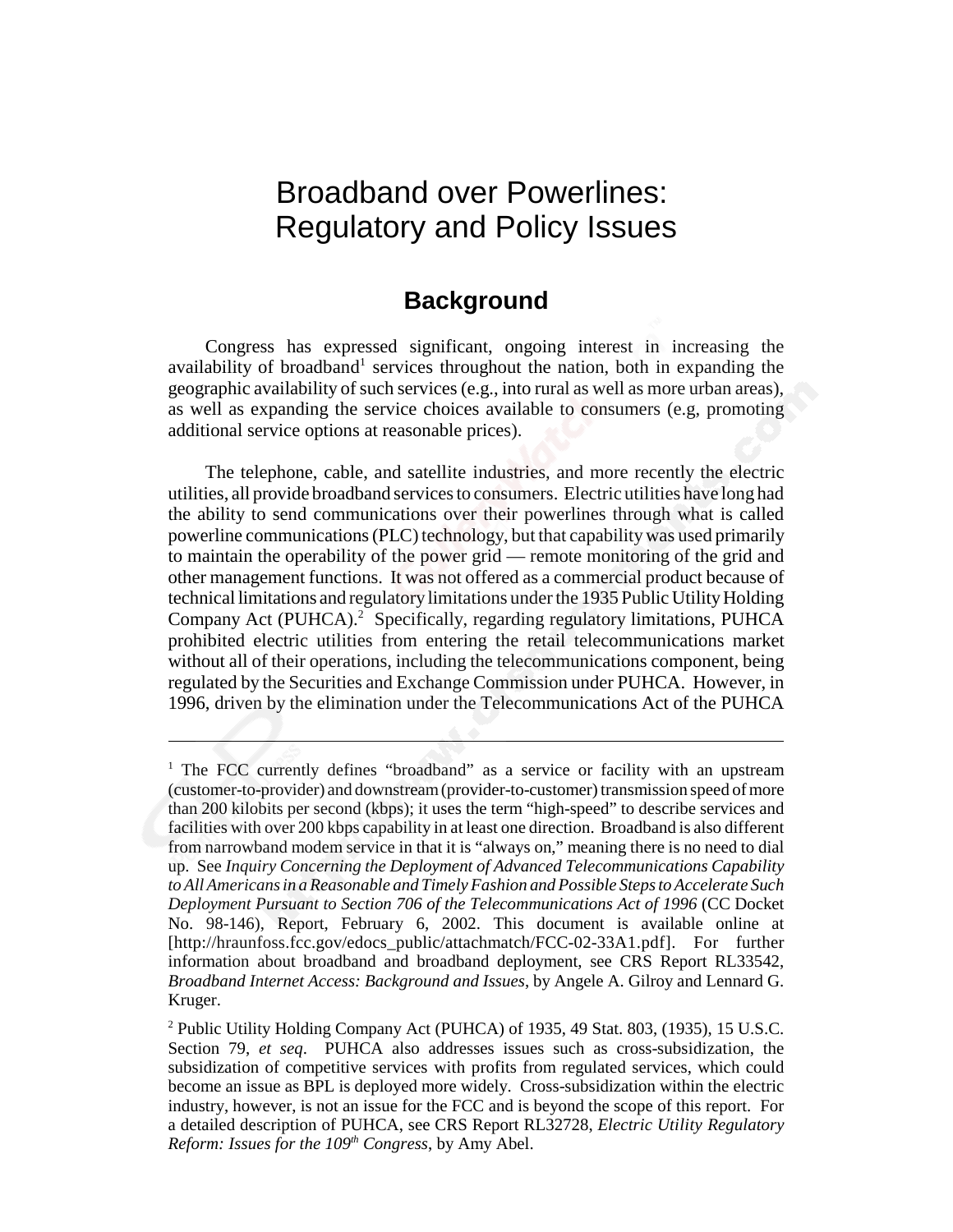# Broadband over Powerlines: Regulatory and Policy Issues

## Background

Congress has expressed significant, ongoing interest in increasing the availability of broadband[1] services throughout the nation, both in expanding the geographic availability of such services (e.g., into rural as well as more urban areas), as well as expanding the service choices available to consumers (e.g, promoting additional service options at reasonable prices).

The telephone, cable, and satellite industries, and more recently the electric utilities, all provide broadband services to consumers. Electric utilities have long had the ability to send communications over their powerlines through what is called powerline communications (PLC) technology, but that capability was used primarily to maintain the operability of the power grid — remote monitoring of the grid and other management functions. It was not offered as a commercial product because of technical limitations and regulatory limitations under the 1935 Public Utility Holding Company Act (PUHCA).[2] Specifically, regarding regulatory limitations, PUHCA prohibited electric utilities from entering the retail telecommunications market without all of their operations, including the telecommunications component, being regulated by the Securities and Exchange Commission under PUHCA. However, in 1996, driven by the elimination under the Telecommunications Act of the PUHCA

---

[1] The FCC currently defines "broadband" as a service or facility with an upstream (customer-to-provider) and downstream (provider-to-customer) transmission speed of more than 200 kilobits per second (kbps); it uses the term "high-speed" to describe services and facilities with over 200 kbps capability in at least one direction. Broadband is also different from narrowband modem service in that it is "always on," meaning there is no need to dial up. See *Inquiry Concerning the Deployment of Advanced Telecommunications Capability to All Americans in a Reasonable and Timely Fashion and Possible Steps to Accelerate Such Deployment Pursuant to Section 706 of the Telecommunications Act of 1996* (CC Docket No. 98-146), Report, February 6, 2002. This document is available online at [http://hraunfoss.fcc.gov/edocs_public/attachmatch/FCC-02-33A1.pdf]. For further information about broadband and broadband deployment, see CRS Report RL33542, *Broadband Internet Access: Background and Issues*, by Angele A. Gilroy and Lennard G. Kruger.

[2] Public Utility Holding Company Act (PUHCA) of 1935, 49 Stat. 803, (1935), 15 U.S.C. Section 79, *et seq*. PUHCA also addresses issues such as cross-subsidization, the subsidization of competitive services with profits from regulated services, which could become an issue as BPL is deployed more widely. Cross-subsidization within the electric industry, however, is not an issue for the FCC and is beyond the scope of this report. For a detailed description of PUHCA, see CRS Report RL32728, *Electric Utility Regulatory Reform: Issues for the 109th Congress*, by Amy Abel.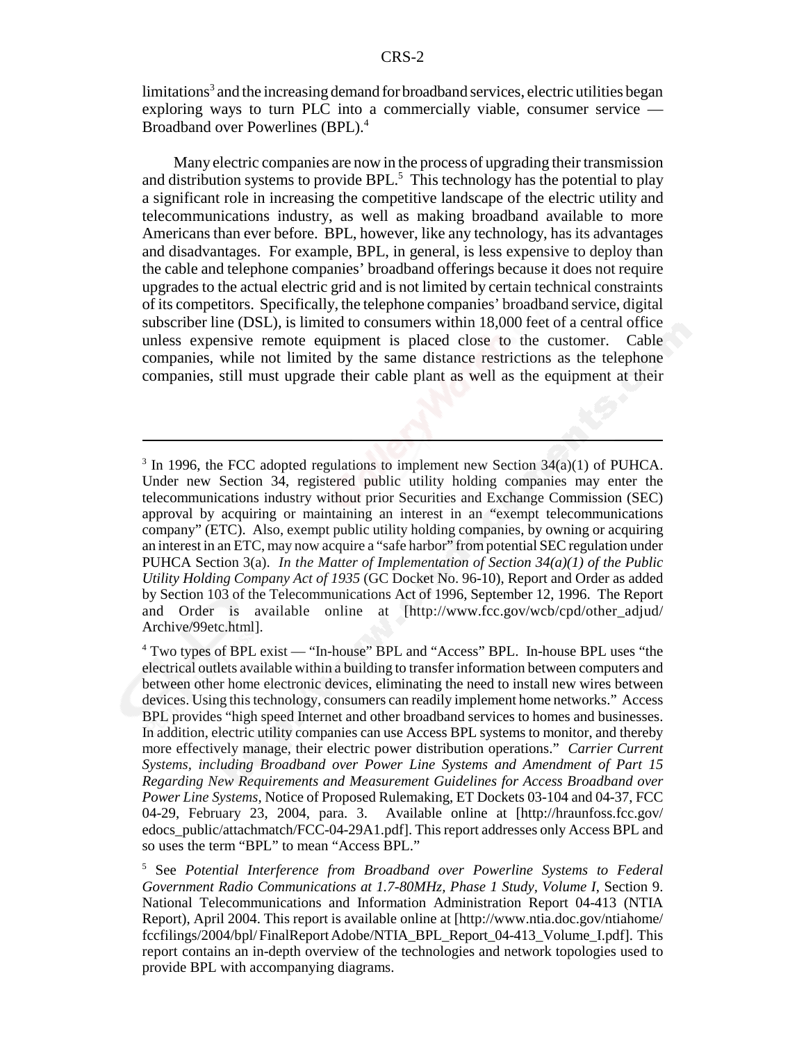limitations[3] and the increasing demand for broadband services, electric utilities began exploring ways to turn PLC into a commercially viable, consumer service — Broadband over Powerlines (BPL).[4]

Many electric companies are now in the process of upgrading their transmission and distribution systems to provide BPL.[5] This technology has the potential to play a significant role in increasing the competitive landscape of the electric utility and telecommunications industry, as well as making broadband available to more Americans than ever before. BPL, however, like any technology, has its advantages and disadvantages. For example, BPL, in general, is less expensive to deploy than the cable and telephone companies' broadband offerings because it does not require upgrades to the actual electric grid and is not limited by certain technical constraints of its competitors. Specifically, the telephone companies' broadband service, digital subscriber line (DSL), is limited to consumers within 18,000 feet of a central office unless expensive remote equipment is placed close to the customer. Cable companies, while not limited by the same distance restrictions as the telephone companies, still must upgrade their cable plant as well as the equipment at their

---

[3] In 1996, the FCC adopted regulations to implement new Section 34(a)(1) of PUHCA. Under new Section 34, registered public utility holding companies may enter the telecommunications industry without prior Securities and Exchange Commission (SEC) approval by acquiring or maintaining an interest in an "exempt telecommunications company" (ETC). Also, exempt public utility holding companies, by owning or acquiring an interest in an ETC, may now acquire a "safe harbor" from potential SEC regulation under PUHCA Section 3(a). *In the Matter of Implementation of Section 34(a)(1) of the Public Utility Holding Company Act of 1935* (GC Docket No. 96-10), Report and Order as added by Section 103 of the Telecommunications Act of 1996, September 12, 1996. The Report and Order is available online at [http://www.fcc.gov/wcb/cpd/other_adjud/Archive/99etc.html].

[4] Two types of BPL exist — "In-house" BPL and "Access" BPL. In-house BPL uses "the electrical outlets available within a building to transfer information between computers and between other home electronic devices, eliminating the need to install new wires between devices. Using this technology, consumers can readily implement home networks." Access BPL provides "high speed Internet and other broadband services to homes and businesses. In addition, electric utility companies can use Access BPL systems to monitor, and thereby more effectively manage, their electric power distribution operations." *Carrier Current Systems, including Broadband over Power Line Systems and Amendment of Part 15 Regarding New Requirements and Measurement Guidelines for Access Broadband over Power Line Systems*, Notice of Proposed Rulemaking, ET Dockets 03-104 and 04-37, FCC 04-29, February 23, 2004, para. 3. Available online at [http://hraunfoss.fcc.gov/edocs_public/attachmatch/FCC-04-29A1.pdf]. This report addresses only Access BPL and so uses the term "BPL" to mean "Access BPL."

[5] See *Potential Interference from Broadband over Powerline Systems to Federal Government Radio Communications at 1.7-80MHz, Phase 1 Study, Volume I*, Section 9. National Telecommunications and Information Administration Report 04-413 (NTIA Report), April 2004. This report is available online at [http://www.ntia.doc.gov/ntiahome/fccfilings/2004/bpl/ FinalReport Adobe/NTIA_BPL_Report_04-413_Volume_I.pdf]. This report contains an in-depth overview of the technologies and network topologies used to provide BPL with accompanying diagrams.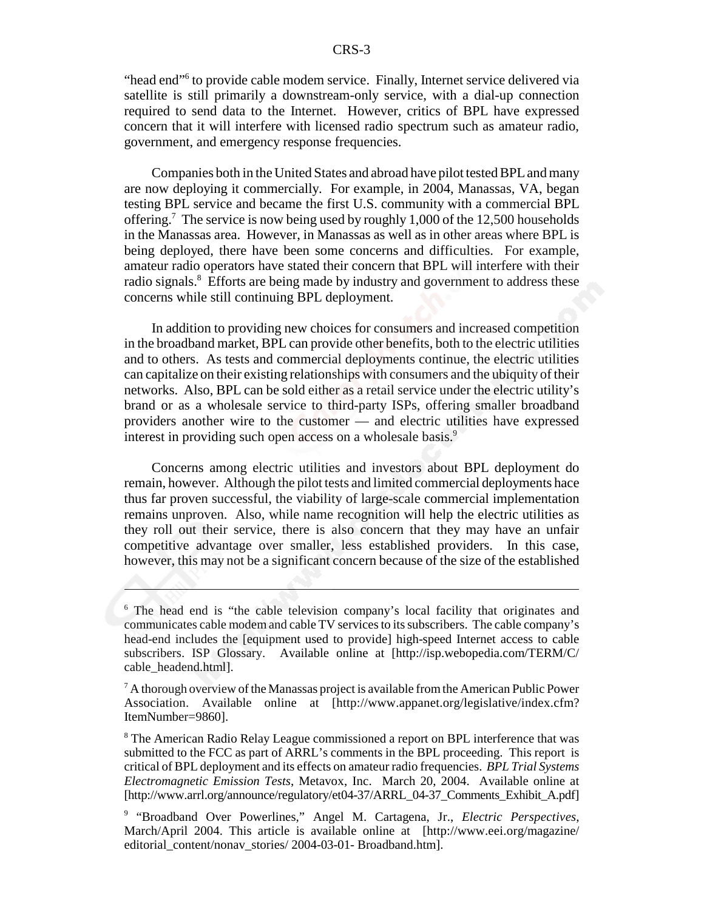"head end"[6] to provide cable modem service. Finally, Internet service delivered via satellite is still primarily a downstream-only service, with a dial-up connection required to send data to the Internet. However, critics of BPL have expressed concern that it will interfere with licensed radio spectrum such as amateur radio, government, and emergency response frequencies.

Companies both in the United States and abroad have pilot tested BPL and many are now deploying it commercially. For example, in 2004, Manassas, VA, began testing BPL service and became the first U.S. community with a commercial BPL offering.[7] The service is now being used by roughly 1,000 of the 12,500 households in the Manassas area. However, in Manassas as well as in other areas where BPL is being deployed, there have been some concerns and difficulties. For example, amateur radio operators have stated their concern that BPL will interfere with their radio signals.[8] Efforts are being made by industry and government to address these concerns while still continuing BPL deployment.

In addition to providing new choices for consumers and increased competition in the broadband market, BPL can provide other benefits, both to the electric utilities and to others. As tests and commercial deployments continue, the electric utilities can capitalize on their existing relationships with consumers and the ubiquity of their networks. Also, BPL can be sold either as a retail service under the electric utility's brand or as a wholesale service to third-party ISPs, offering smaller broadband providers another wire to the customer — and electric utilities have expressed interest in providing such open access on a wholesale basis.[9]

Concerns among electric utilities and investors about BPL deployment do remain, however. Although the pilot tests and limited commercial deployments hace thus far proven successful, the viability of large-scale commercial implementation remains unproven. Also, while name recognition will help the electric utilities as they roll out their service, there is also concern that they may have an unfair competitive advantage over smaller, less established providers. In this case, however, this may not be a significant concern because of the size of the established

---

[6] The head end is "the cable television company's local facility that originates and communicates cable modem and cable TV services to its subscribers. The cable company's head-end includes the [equipment used to provide] high-speed Internet access to cable subscribers. ISP Glossary. Available online at [http://isp.webopedia.com/TERM/C/cable_headend.html].

[7] A thorough overview of the Manassas project is available from the American Public Power Association. Available online at [http://www.appanet.org/legislative/index.cfm?ItemNumber=9860].

[8] The American Radio Relay League commissioned a report on BPL interference that was submitted to the FCC as part of ARRL's comments in the BPL proceeding. This report is critical of BPL deployment and its effects on amateur radio frequencies. *BPL Trial Systems Electromagnetic Emission Tests*, Metavox, Inc. March 20, 2004. Available online at [http://www.arrl.org/announce/regulatory/et04-37/ARRL_04-37_Comments_Exhibit_A.pdf]

[9] "Broadband Over Powerlines," Angel M. Cartagena, Jr., *Electric Perspectives*, March/April 2004. This article is available online at [http://www.eei.org/magazine/editorial_content/nonav_stories/ 2004-03-01- Broadband.htm].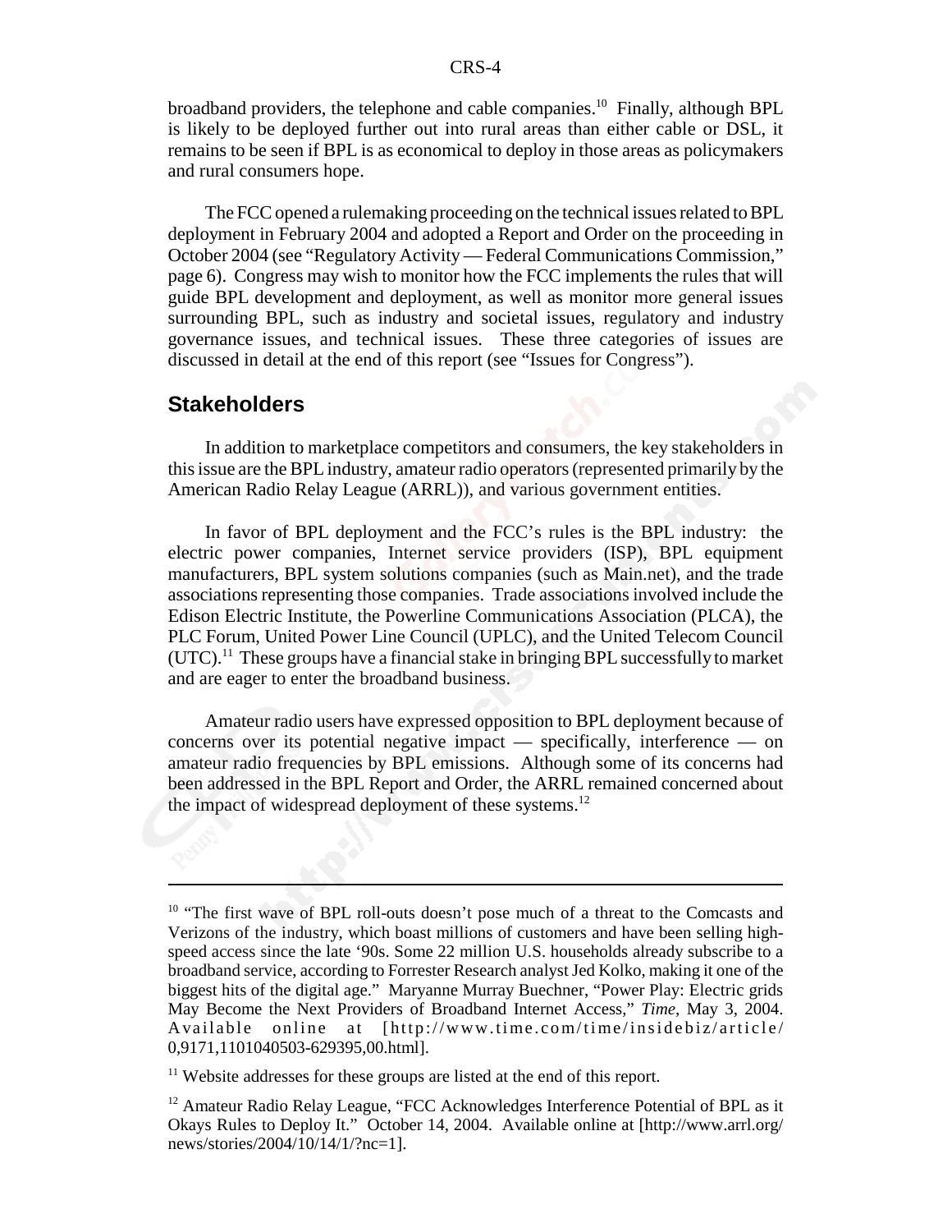broadband providers, the telephone and cable companies.[10] Finally, although BPL is likely to be deployed further out into rural areas than either cable or DSL, it remains to be seen if BPL is as economical to deploy in those areas as policymakers and rural consumers hope.

The FCC opened a rulemaking proceeding on the technical issues related to BPL deployment in February 2004 and adopted a Report and Order on the proceeding in October 2004 (see "Regulatory Activity — Federal Communications Commission," page 6). Congress may wish to monitor how the FCC implements the rules that will guide BPL development and deployment, as well as monitor more general issues surrounding BPL, such as industry and societal issues, regulatory and industry governance issues, and technical issues. These three categories of issues are discussed in detail at the end of this report (see "Issues for Congress").

## Stakeholders

In addition to marketplace competitors and consumers, the key stakeholders in this issue are the BPL industry, amateur radio operators (represented primarily by the American Radio Relay League (ARRL)), and various government entities.

In favor of BPL deployment and the FCC's rules is the BPL industry: the electric power companies, Internet service providers (ISP), BPL equipment manufacturers, BPL system solutions companies (such as Main.net), and the trade associations representing those companies. Trade associations involved include the Edison Electric Institute, the Powerline Communications Association (PLCA), the PLC Forum, United Power Line Council (UPLC), and the United Telecom Council (UTC).[11] These groups have a financial stake in bringing BPL successfully to market and are eager to enter the broadband business.

Amateur radio users have expressed opposition to BPL deployment because of concerns over its potential negative impact — specifically, interference — on amateur radio frequencies by BPL emissions. Although some of its concerns had been addressed in the BPL Report and Order, the ARRL remained concerned about the impact of widespread deployment of these systems.[12]

---

[10] "The first wave of BPL roll-outs doesn't pose much of a threat to the Comcasts and Verizons of the industry, which boast millions of customers and have been selling high-speed access since the late '90s. Some 22 million U.S. households already subscribe to a broadband service, according to Forrester Research analyst Jed Kolko, making it one of the biggest hits of the digital age." Maryanne Murray Buechner, "Power Play: Electric grids May Become the Next Providers of Broadband Internet Access," *Time*, May 3, 2004. Available online at [http://www.time.com/time/insidebiz/article/0,9171,1101040503-629395,00.html].

[11] Website addresses for these groups are listed at the end of this report.

[12] Amateur Radio Relay League, "FCC Acknowledges Interference Potential of BPL as it Okays Rules to Deploy It." October 14, 2004. Available online at [http://www.arrl.org/news/stories/2004/10/14/1/?nc=1].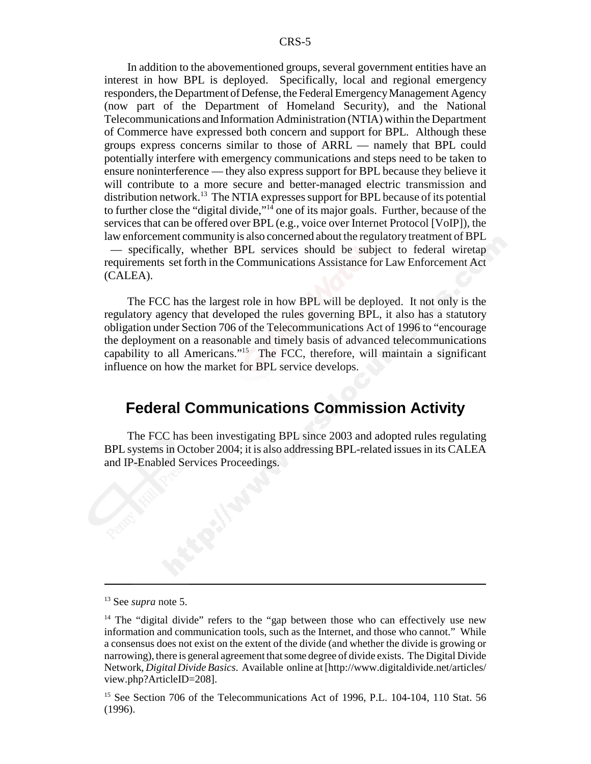In addition to the abovementioned groups, several government entities have an interest in how BPL is deployed. Specifically, local and regional emergency responders, the Department of Defense, the Federal Emergency Management Agency (now part of the Department of Homeland Security), and the National Telecommunications and Information Administration (NTIA) within the Department of Commerce have expressed both concern and support for BPL. Although these groups express concerns similar to those of ARRL — namely that BPL could potentially interfere with emergency communications and steps need to be taken to ensure noninterference — they also express support for BPL because they believe it will contribute to a more secure and better-managed electric transmission and distribution network.[13] The NTIA expresses support for BPL because of its potential to further close the "digital divide,"[14] one of its major goals. Further, because of the services that can be offered over BPL (e.g., voice over Internet Protocol [VoIP]), the law enforcement community is also concerned about the regulatory treatment of BPL — specifically, whether BPL services should be subject to federal wiretap requirements set forth in the Communications Assistance for Law Enforcement Act (CALEA).

The FCC has the largest role in how BPL will be deployed. It not only is the regulatory agency that developed the rules governing BPL, it also has a statutory obligation under Section 706 of the Telecommunications Act of 1996 to "encourage the deployment on a reasonable and timely basis of advanced telecommunications capability to all Americans."[15] The FCC, therefore, will maintain a significant influence on how the market for BPL service develops.

## Federal Communications Commission Activity

The FCC has been investigating BPL since 2003 and adopted rules regulating BPL systems in October 2004; it is also addressing BPL-related issues in its CALEA and IP-Enabled Services Proceedings.

---

[13] See *supra* note 5.

[14] The "digital divide" refers to the "gap between those who can effectively use new information and communication tools, such as the Internet, and those who cannot." While a consensus does not exist on the extent of the divide (and whether the divide is growing or narrowing), there is general agreement that some degree of divide exists. The Digital Divide Network, *Digital Divide Basics*. Available online at [http://www.digitaldivide.net/articles/view.php?ArticleID=208].

[15] See Section 706 of the Telecommunications Act of 1996, P.L. 104-104, 110 Stat. 56 (1996).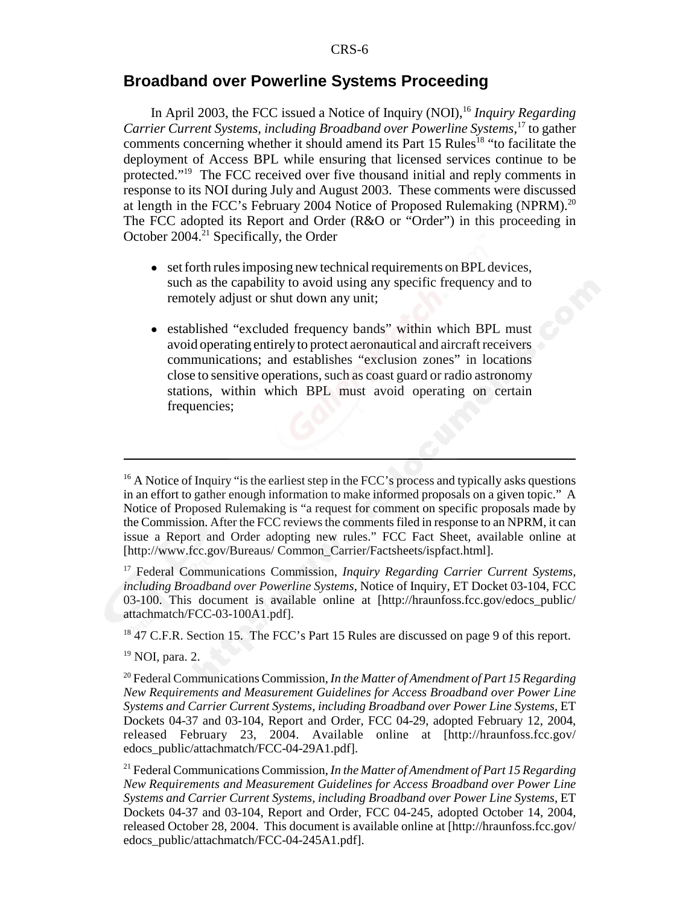## Broadband over Powerline Systems Proceeding

In April 2003, the FCC issued a Notice of Inquiry (NOI),[16] *Inquiry Regarding Carrier Current Systems, including Broadband over Powerline Systems*,[17] to gather comments concerning whether it should amend its Part 15 Rules[18] "to facilitate the deployment of Access BPL while ensuring that licensed services continue to be protected."[19] The FCC received over five thousand initial and reply comments in response to its NOI during July and August 2003. These comments were discussed at length in the FCC's February 2004 Notice of Proposed Rulemaking (NPRM).[20] The FCC adopted its Report and Order (R&O or "Order") in this proceeding in October 2004.[21] Specifically, the Order

- set forth rules imposing new technical requirements on BPL devices, such as the capability to avoid using any specific frequency and to remotely adjust or shut down any unit;
- established "excluded frequency bands" within which BPL must avoid operating entirely to protect aeronautical and aircraft receivers communications; and establishes "exclusion zones" in locations close to sensitive operations, such as coast guard or radio astronomy stations, within which BPL must avoid operating on certain frequencies;

---

[16] A Notice of Inquiry "is the earliest step in the FCC's process and typically asks questions in an effort to gather enough information to make informed proposals on a given topic." A Notice of Proposed Rulemaking is "a request for comment on specific proposals made by the Commission. After the FCC reviews the comments filed in response to an NPRM, it can issue a Report and Order adopting new rules." FCC Fact Sheet, available online at [http://www.fcc.gov/Bureaus/ Common_Carrier/Factsheets/ispfact.html].

[17] Federal Communications Commission, *Inquiry Regarding Carrier Current Systems, including Broadband over Powerline Systems*, Notice of Inquiry, ET Docket 03-104, FCC 03-100. This document is available online at [http://hraunfoss.fcc.gov/edocs_public/ attachmatch/FCC-03-100A1.pdf].

[18] 47 C.F.R. Section 15. The FCC's Part 15 Rules are discussed on page 9 of this report.

[19] NOI, para. 2.

[20] Federal Communications Commission, *In the Matter of Amendment of Part 15 Regarding New Requirements and Measurement Guidelines for Access Broadband over Power Line Systems and Carrier Current Systems, including Broadband over Power Line Systems*, ET Dockets 04-37 and 03-104, Report and Order, FCC 04-29, adopted February 12, 2004, released February 23, 2004. Available online at [http://hraunfoss.fcc.gov/ edocs_public/attachmatch/FCC-04-29A1.pdf].

[21] Federal Communications Commission, *In the Matter of Amendment of Part 15 Regarding New Requirements and Measurement Guidelines for Access Broadband over Power Line Systems and Carrier Current Systems, including Broadband over Power Line Systems*, ET Dockets 04-37 and 03-104, Report and Order, FCC 04-245, adopted October 14, 2004, released October 28, 2004. This document is available online at [http://hraunfoss.fcc.gov/ edocs_public/attachmatch/FCC-04-245A1.pdf].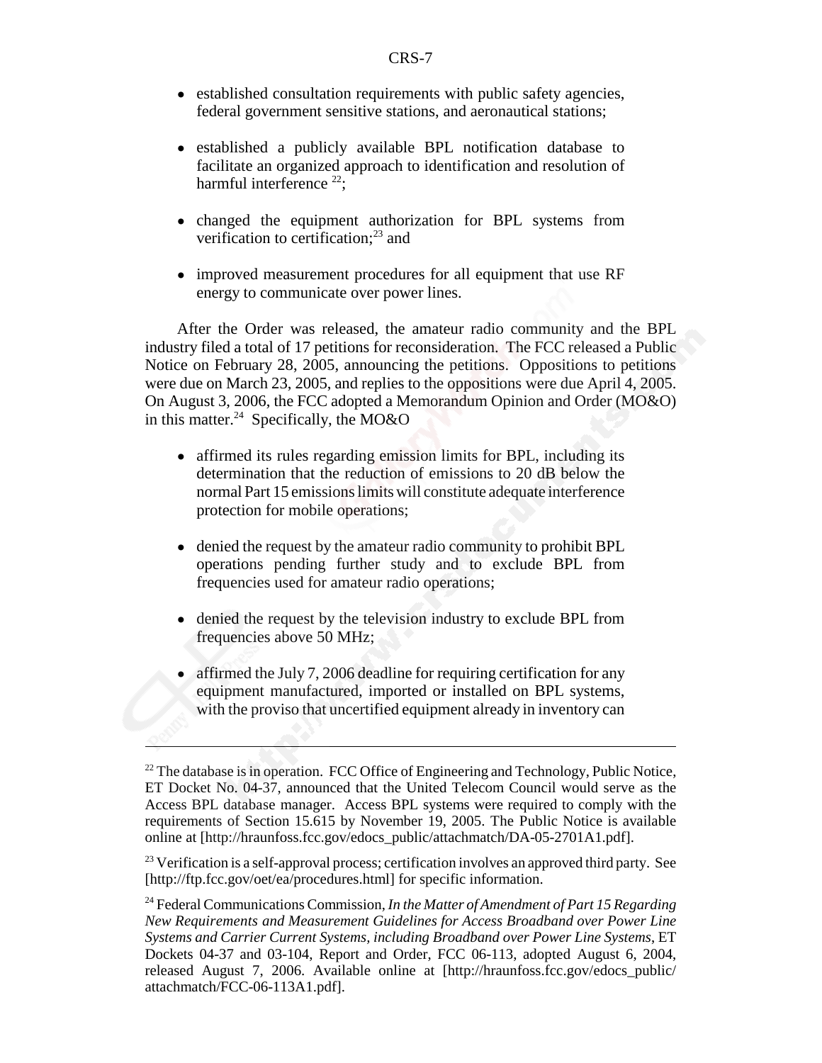- established consultation requirements with public safety agencies, federal government sensitive stations, and aeronautical stations;

- established a publicly available BPL notification database to facilitate an organized approach to identification and resolution of harmful interference [22];

- changed the equipment authorization for BPL systems from verification to certification;[23] and

- improved measurement procedures for all equipment that use RF energy to communicate over power lines.

After the Order was released, the amateur radio community and the BPL industry filed a total of 17 petitions for reconsideration. The FCC released a Public Notice on February 28, 2005, announcing the petitions. Oppositions to petitions were due on March 23, 2005, and replies to the oppositions were due April 4, 2005. On August 3, 2006, the FCC adopted a Memorandum Opinion and Order (MO&O) in this matter.[24] Specifically, the MO&O

- affirmed its rules regarding emission limits for BPL, including its determination that the reduction of emissions to 20 dB below the normal Part 15 emissions limits will constitute adequate interference protection for mobile operations;

- denied the request by the amateur radio community to prohibit BPL operations pending further study and to exclude BPL from frequencies used for amateur radio operations;

- denied the request by the television industry to exclude BPL from frequencies above 50 MHz;

- affirmed the July 7, 2006 deadline for requiring certification for any equipment manufactured, imported or installed on BPL systems, with the proviso that uncertified equipment already in inventory can

---

[22] The database is in operation. FCC Office of Engineering and Technology, Public Notice, ET Docket No. 04-37, announced that the United Telecom Council would serve as the Access BPL database manager. Access BPL systems were required to comply with the requirements of Section 15.615 by November 19, 2005. The Public Notice is available online at [http://hraunfoss.fcc.gov/edocs_public/attachmatch/DA-05-2701A1.pdf].

[23] Verification is a self-approval process; certification involves an approved third party. See [http://ftp.fcc.gov/oet/ea/procedures.html] for specific information.

[24] Federal Communications Commission, *In the Matter of Amendment of Part 15 Regarding New Requirements and Measurement Guidelines for Access Broadband over Power Line Systems and Carrier Current Systems, including Broadband over Power Line Systems*, ET Dockets 04-37 and 03-104, Report and Order, FCC 06-113, adopted August 6, 2004, released August 7, 2006. Available online at [http://hraunfoss.fcc.gov/edocs_public/attachmatch/FCC-06-113A1.pdf].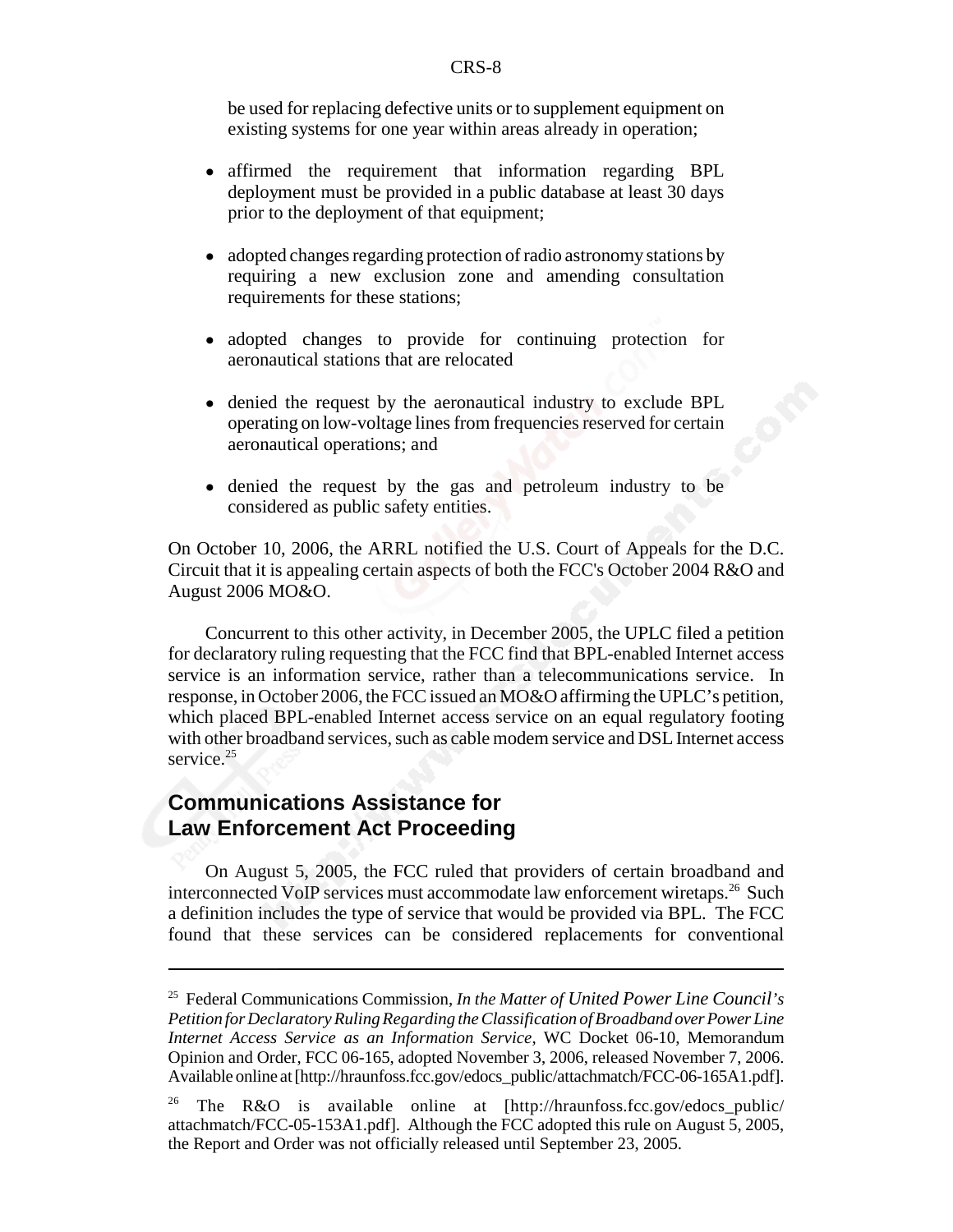be used for replacing defective units or to supplement equipment on existing systems for one year within areas already in operation;

- affirmed the requirement that information regarding BPL deployment must be provided in a public database at least 30 days prior to the deployment of that equipment;
- adopted changes regarding protection of radio astronomy stations by requiring a new exclusion zone and amending consultation requirements for these stations;
- adopted changes to provide for continuing protection for aeronautical stations that are relocated
- denied the request by the aeronautical industry to exclude BPL operating on low-voltage lines from frequencies reserved for certain aeronautical operations; and
- denied the request by the gas and petroleum industry to be considered as public safety entities.

On October 10, 2006, the ARRL notified the U.S. Court of Appeals for the D.C. Circuit that it is appealing certain aspects of both the FCC's October 2004 R&O and August 2006 MO&O.

Concurrent to this other activity, in December 2005, the UPLC filed a petition for declaratory ruling requesting that the FCC find that BPL-enabled Internet access service is an information service, rather than a telecommunications service. In response, in October 2006, the FCC issued an MO&O affirming the UPLC's petition, which placed BPL-enabled Internet access service on an equal regulatory footing with other broadband services, such as cable modem service and DSL Internet access service.[25]

## Communications Assistance for Law Enforcement Act Proceeding

On August 5, 2005, the FCC ruled that providers of certain broadband and interconnected VoIP services must accommodate law enforcement wiretaps.[26] Such a definition includes the type of service that would be provided via BPL. The FCC found that these services can be considered replacements for conventional

---

[25] Federal Communications Commission, *In the Matter of United Power Line Council's Petition for Declaratory Ruling Regarding the Classification of Broadband over Power Line Internet Access Service as an Information Service*, WC Docket 06-10, Memorandum Opinion and Order, FCC 06-165, adopted November 3, 2006, released November 7, 2006. Available online at [http://hraunfoss.fcc.gov/edocs_public/attachmatch/FCC-06-165A1.pdf].

[26] The R&O is available online at [http://hraunfoss.fcc.gov/edocs_public/attachmatch/FCC-05-153A1.pdf]. Although the FCC adopted this rule on August 5, 2005, the Report and Order was not officially released until September 23, 2005.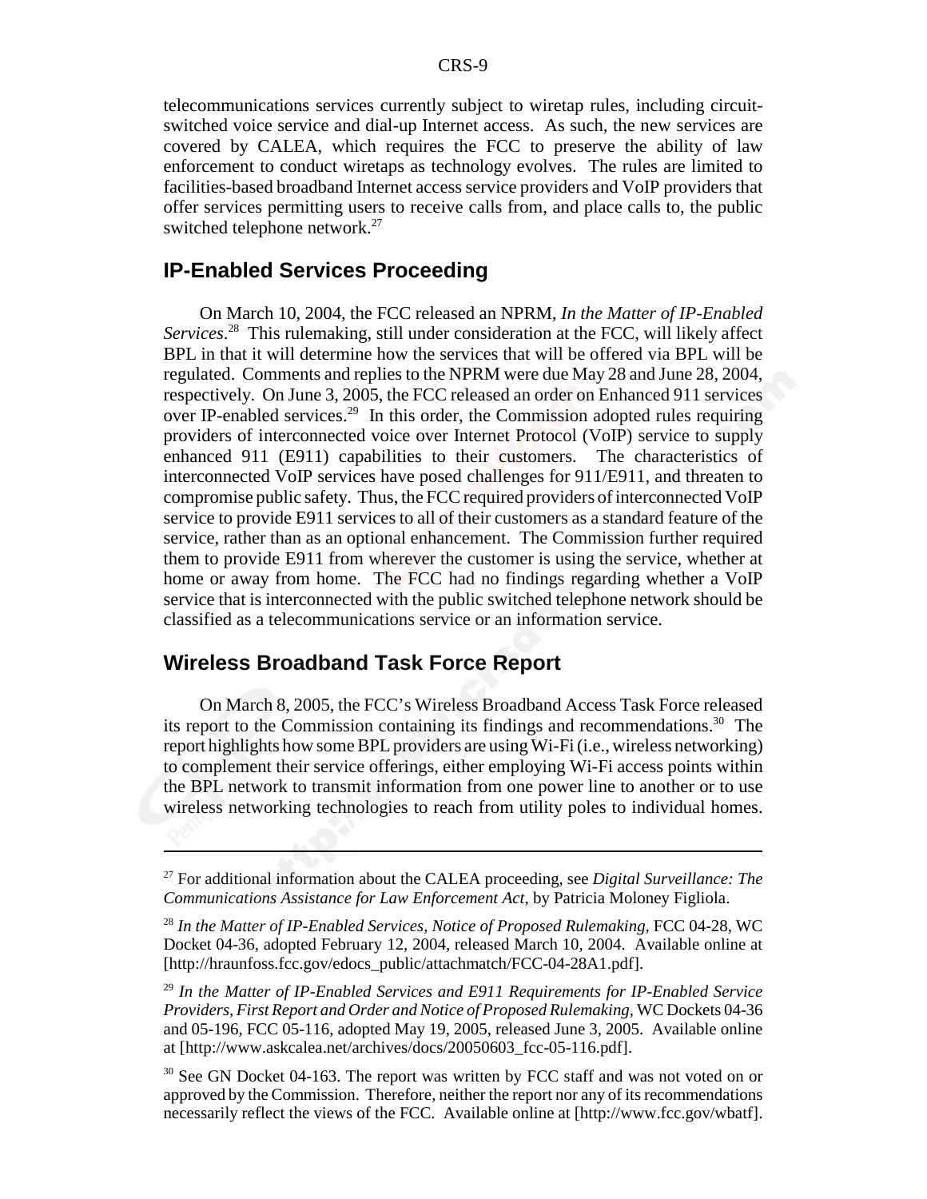telecommunications services currently subject to wiretap rules, including circuit-switched voice service and dial-up Internet access. As such, the new services are covered by CALEA, which requires the FCC to preserve the ability of law enforcement to conduct wiretaps as technology evolves. The rules are limited to facilities-based broadband Internet access service providers and VoIP providers that offer services permitting users to receive calls from, and place calls to, the public switched telephone network.[27]

## IP-Enabled Services Proceeding

On March 10, 2004, the FCC released an NPRM, *In the Matter of IP-Enabled Services*.[28] This rulemaking, still under consideration at the FCC, will likely affect BPL in that it will determine how the services that will be offered via BPL will be regulated. Comments and replies to the NPRM were due May 28 and June 28, 2004, respectively. On June 3, 2005, the FCC released an order on Enhanced 911 services over IP-enabled services.[29] In this order, the Commission adopted rules requiring providers of interconnected voice over Internet Protocol (VoIP) service to supply enhanced 911 (E911) capabilities to their customers. The characteristics of interconnected VoIP services have posed challenges for 911/E911, and threaten to compromise public safety. Thus, the FCC required providers of interconnected VoIP service to provide E911 services to all of their customers as a standard feature of the service, rather than as an optional enhancement. The Commission further required them to provide E911 from wherever the customer is using the service, whether at home or away from home. The FCC had no findings regarding whether a VoIP service that is interconnected with the public switched telephone network should be classified as a telecommunications service or an information service.

## Wireless Broadband Task Force Report

On March 8, 2005, the FCC's Wireless Broadband Access Task Force released its report to the Commission containing its findings and recommendations.[30] The report highlights how some BPL providers are using Wi-Fi (i.e., wireless networking) to complement their service offerings, either employing Wi-Fi access points within the BPL network to transmit information from one power line to another or to use wireless networking technologies to reach from utility poles to individual homes.

---

[27] For additional information about the CALEA proceeding, see *Digital Surveillance: The Communications Assistance for Law Enforcement Act*, by Patricia Moloney Figliola.

[28] *In the Matter of IP-Enabled Services, Notice of Proposed Rulemaking*, FCC 04-28, WC Docket 04-36, adopted February 12, 2004, released March 10, 2004. Available online at [http://hraunfoss.fcc.gov/edocs_public/attachmatch/FCC-04-28A1.pdf].

[29] *In the Matter of IP-Enabled Services and E911 Requirements for IP-Enabled Service Providers, First Report and Order and Notice of Proposed Rulemaking*, WC Dockets 04-36 and 05-196, FCC 05-116, adopted May 19, 2005, released June 3, 2005. Available online at [http://www.askcalea.net/archives/docs/20050603_fcc-05-116.pdf].

[30] See GN Docket 04-163. The report was written by FCC staff and was not voted on or approved by the Commission. Therefore, neither the report nor any of its recommendations necessarily reflect the views of the FCC. Available online at [http://www.fcc.gov/wbatf].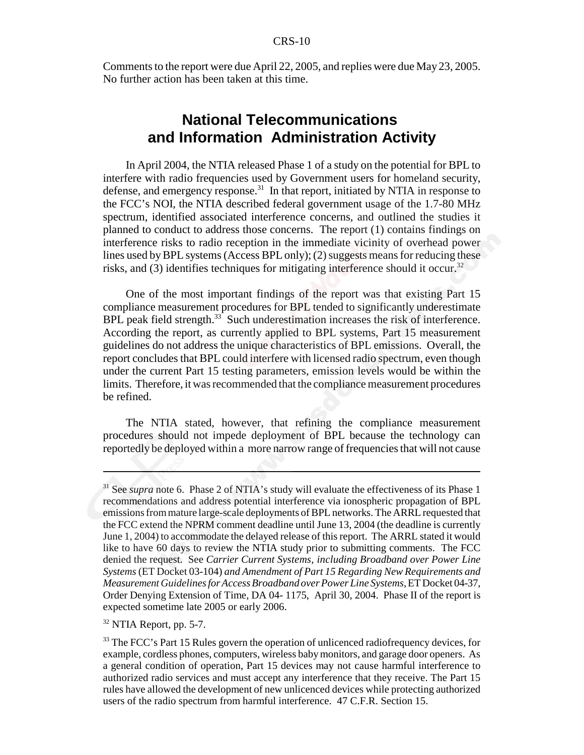Comments to the report were due April 22, 2005, and replies were due May 23, 2005. No further action has been taken at this time.

## National Telecommunications and Information Administration Activity

In April 2004, the NTIA released Phase 1 of a study on the potential for BPL to interfere with radio frequencies used by Government users for homeland security, defense, and emergency response.[31] In that report, initiated by NTIA in response to the FCC's NOI, the NTIA described federal government usage of the 1.7-80 MHz spectrum, identified associated interference concerns, and outlined the studies it planned to conduct to address those concerns. The report (1) contains findings on interference risks to radio reception in the immediate vicinity of overhead power lines used by BPL systems (Access BPL only); (2) suggests means for reducing these risks, and (3) identifies techniques for mitigating interference should it occur.[32]

One of the most important findings of the report was that existing Part 15 compliance measurement procedures for BPL tended to significantly underestimate BPL peak field strength.[33] Such underestimation increases the risk of interference. According the report, as currently applied to BPL systems, Part 15 measurement guidelines do not address the unique characteristics of BPL emissions. Overall, the report concludes that BPL could interfere with licensed radio spectrum, even though under the current Part 15 testing parameters, emission levels would be within the limits. Therefore, it was recommended that the compliance measurement procedures be refined.

The NTIA stated, however, that refining the compliance measurement procedures should not impede deployment of BPL because the technology can reportedly be deployed within a more narrow range of frequencies that will not cause

---

[31] See *supra* note 6. Phase 2 of NTIA's study will evaluate the effectiveness of its Phase 1 recommendations and address potential interference via ionospheric propagation of BPL emissions from mature large-scale deployments of BPL networks. The ARRL requested that the FCC extend the NPRM comment deadline until June 13, 2004 (the deadline is currently June 1, 2004) to accommodate the delayed release of this report. The ARRL stated it would like to have 60 days to review the NTIA study prior to submitting comments. The FCC denied the request. See *Carrier Current Systems, including Broadband over Power Line Systems* (ET Docket 03-104) *and Amendment of Part 15 Regarding New Requirements and Measurement Guidelines for Access Broadband over Power Line Systems*, ET Docket 04-37, Order Denying Extension of Time, DA 04- 1175, April 30, 2004. Phase II of the report is expected sometime late 2005 or early 2006.

[32] NTIA Report, pp. 5-7.

[33] The FCC's Part 15 Rules govern the operation of unlicenced radiofrequency devices, for example, cordless phones, computers, wireless baby monitors, and garage door openers. As a general condition of operation, Part 15 devices may not cause harmful interference to authorized radio services and must accept any interference that they receive. The Part 15 rules have allowed the development of new unlicenced devices while protecting authorized users of the radio spectrum from harmful interference. 47 C.F.R. Section 15.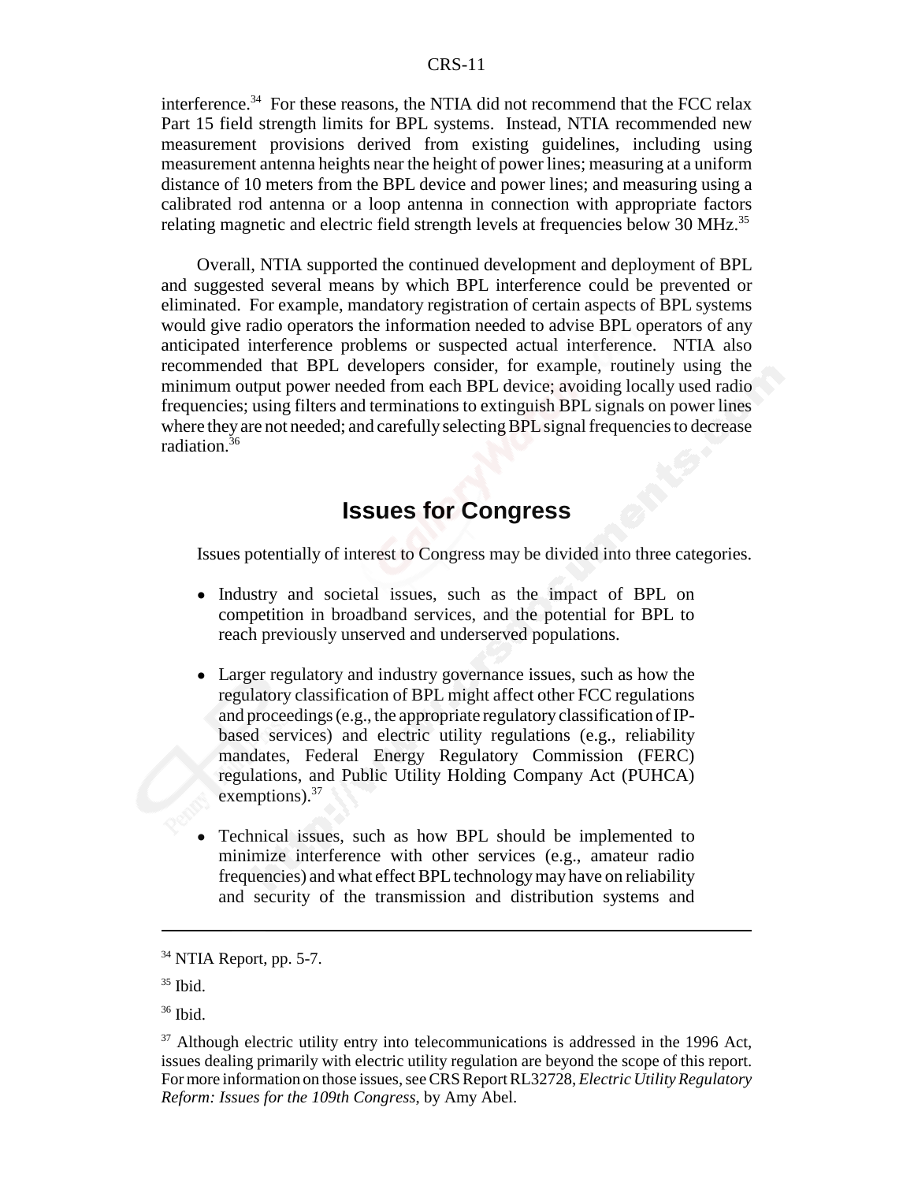interference.[34] For these reasons, the NTIA did not recommend that the FCC relax Part 15 field strength limits for BPL systems. Instead, NTIA recommended new measurement provisions derived from existing guidelines, including using measurement antenna heights near the height of power lines; measuring at a uniform distance of 10 meters from the BPL device and power lines; and measuring using a calibrated rod antenna or a loop antenna in connection with appropriate factors relating magnetic and electric field strength levels at frequencies below 30 MHz.[35]

Overall, NTIA supported the continued development and deployment of BPL and suggested several means by which BPL interference could be prevented or eliminated. For example, mandatory registration of certain aspects of BPL systems would give radio operators the information needed to advise BPL operators of any anticipated interference problems or suspected actual interference. NTIA also recommended that BPL developers consider, for example, routinely using the minimum output power needed from each BPL device; avoiding locally used radio frequencies; using filters and terminations to extinguish BPL signals on power lines where they are not needed; and carefully selecting BPL signal frequencies to decrease radiation.[36]

## Issues for Congress

Issues potentially of interest to Congress may be divided into three categories.

- Industry and societal issues, such as the impact of BPL on competition in broadband services, and the potential for BPL to reach previously unserved and underserved populations.
- Larger regulatory and industry governance issues, such as how the regulatory classification of BPL might affect other FCC regulations and proceedings (e.g., the appropriate regulatory classification of IP-based services) and electric utility regulations (e.g., reliability mandates, Federal Energy Regulatory Commission (FERC) regulations, and Public Utility Holding Company Act (PUHCA) exemptions).[37]
- Technical issues, such as how BPL should be implemented to minimize interference with other services (e.g., amateur radio frequencies) and what effect BPL technology may have on reliability and security of the transmission and distribution systems and

---

[34] NTIA Report, pp. 5-7.

[35] Ibid.

[36] Ibid.

[37] Although electric utility entry into telecommunications is addressed in the 1996 Act, issues dealing primarily with electric utility regulation are beyond the scope of this report. For more information on those issues, see CRS Report RL32728, *Electric Utility Regulatory Reform: Issues for the 109th Congress*, by Amy Abel.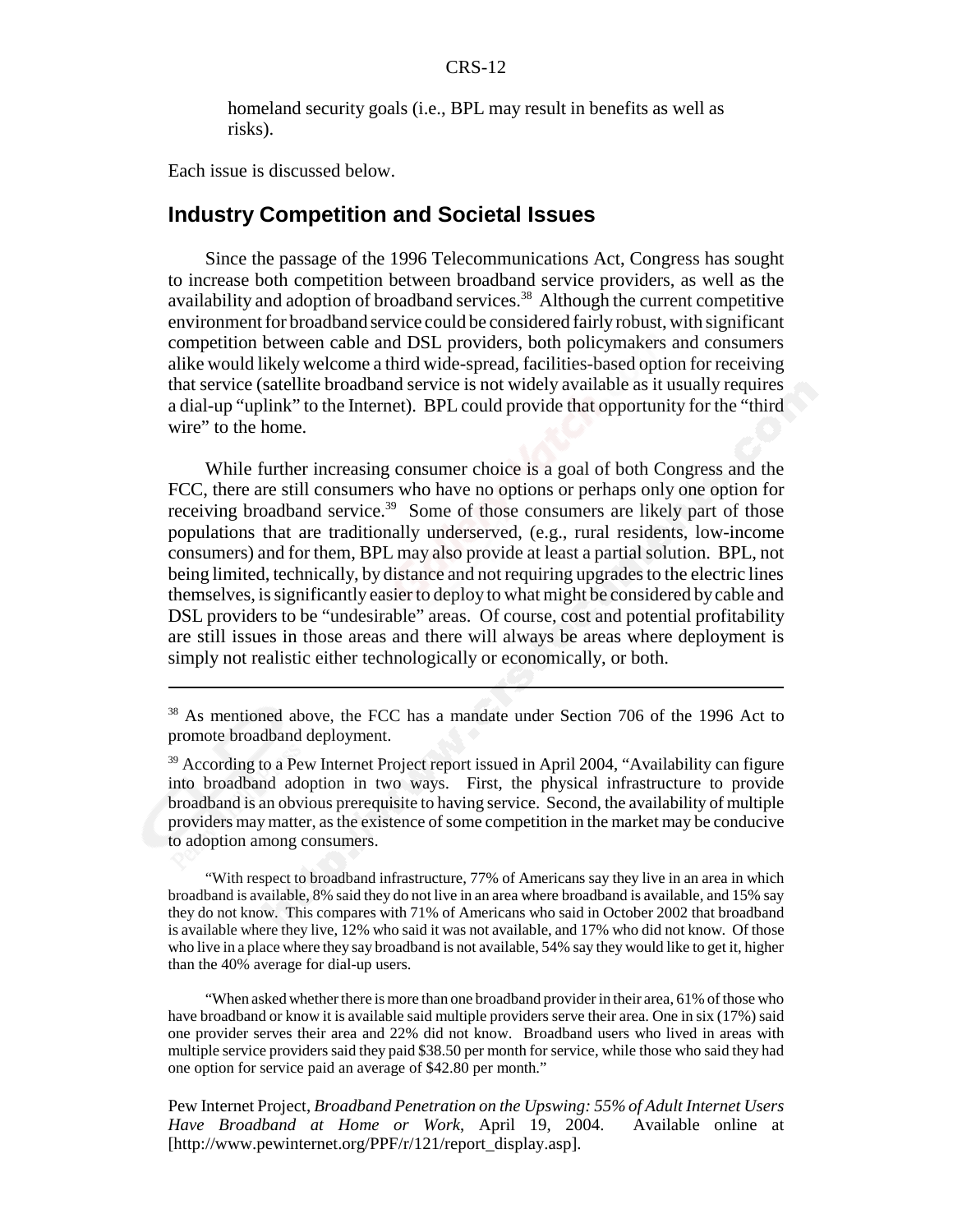homeland security goals (i.e., BPL may result in benefits as well as risks).

Each issue is discussed below.

## Industry Competition and Societal Issues

Since the passage of the 1996 Telecommunications Act, Congress has sought to increase both competition between broadband service providers, as well as the availability and adoption of broadband services.[38] Although the current competitive environment for broadband service could be considered fairly robust, with significant competition between cable and DSL providers, both policymakers and consumers alike would likely welcome a third wide-spread, facilities-based option for receiving that service (satellite broadband service is not widely available as it usually requires a dial-up "uplink" to the Internet). BPL could provide that opportunity for the "third wire" to the home.

While further increasing consumer choice is a goal of both Congress and the FCC, there are still consumers who have no options or perhaps only one option for receiving broadband service.[39] Some of those consumers are likely part of those populations that are traditionally underserved, (e.g., rural residents, low-income consumers) and for them, BPL may also provide at least a partial solution. BPL, not being limited, technically, by distance and not requiring upgrades to the electric lines themselves, is significantly easier to deploy to what might be considered by cable and DSL providers to be "undesirable" areas. Of course, cost and potential profitability are still issues in those areas and there will always be areas where deployment is simply not realistic either technologically or economically, or both.

---

[38] As mentioned above, the FCC has a mandate under Section 706 of the 1996 Act to promote broadband deployment.

[39] According to a Pew Internet Project report issued in April 2004, "Availability can figure into broadband adoption in two ways. First, the physical infrastructure to provide broadband is an obvious prerequisite to having service. Second, the availability of multiple providers may matter, as the existence of some competition in the market may be conducive to adoption among consumers.

"With respect to broadband infrastructure, 77% of Americans say they live in an area in which broadband is available, 8% said they do not live in an area where broadband is available, and 15% say they do not know. This compares with 71% of Americans who said in October 2002 that broadband is available where they live, 12% who said it was not available, and 17% who did not know. Of those who live in a place where they say broadband is not available, 54% say they would like to get it, higher than the 40% average for dial-up users.

"When asked whether there is more than one broadband provider in their area, 61% of those who have broadband or know it is available said multiple providers serve their area. One in six (17%) said one provider serves their area and 22% did not know. Broadband users who lived in areas with multiple service providers said they paid $38.50 per month for service, while those who said they had one option for service paid an average of $42.80 per month."

Pew Internet Project, *Broadband Penetration on the Upswing: 55% of Adult Internet Users Have Broadband at Home or Work*, April 19, 2004. Available online at [http://www.pewinternet.org/PPF/r/121/report_display.asp].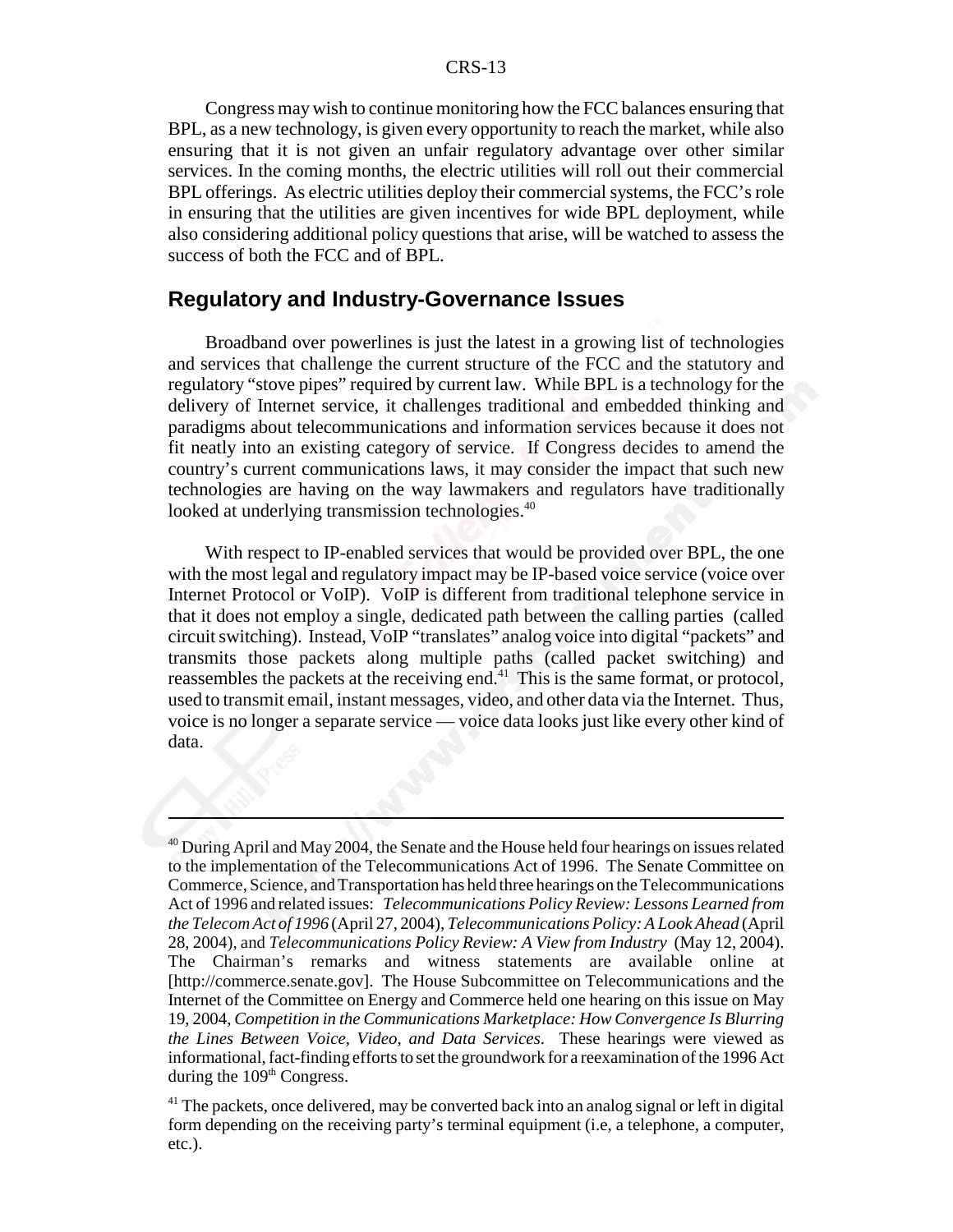Congress may wish to continue monitoring how the FCC balances ensuring that BPL, as a new technology, is given every opportunity to reach the market, while also ensuring that it is not given an unfair regulatory advantage over other similar services. In the coming months, the electric utilities will roll out their commercial BPL offerings. As electric utilities deploy their commercial systems, the FCC's role in ensuring that the utilities are given incentives for wide BPL deployment, while also considering additional policy questions that arise, will be watched to assess the success of both the FCC and of BPL.

## Regulatory and Industry-Governance Issues

Broadband over powerlines is just the latest in a growing list of technologies and services that challenge the current structure of the FCC and the statutory and regulatory "stove pipes" required by current law. While BPL is a technology for the delivery of Internet service, it challenges traditional and embedded thinking and paradigms about telecommunications and information services because it does not fit neatly into an existing category of service. If Congress decides to amend the country's current communications laws, it may consider the impact that such new technologies are having on the way lawmakers and regulators have traditionally looked at underlying transmission technologies.[40]

With respect to IP-enabled services that would be provided over BPL, the one with the most legal and regulatory impact may be IP-based voice service (voice over Internet Protocol or VoIP). VoIP is different from traditional telephone service in that it does not employ a single, dedicated path between the calling parties (called circuit switching). Instead, VoIP "translates" analog voice into digital "packets" and transmits those packets along multiple paths (called packet switching) and reassembles the packets at the receiving end.[41] This is the same format, or protocol, used to transmit email, instant messages, video, and other data via the Internet. Thus, voice is no longer a separate service — voice data looks just like every other kind of data.

---

[40] During April and May 2004, the Senate and the House held four hearings on issues related to the implementation of the Telecommunications Act of 1996. The Senate Committee on Commerce, Science, and Transportation has held three hearings on the Telecommunications Act of 1996 and related issues: *Telecommunications Policy Review: Lessons Learned from the Telecom Act of 1996* (April 27, 2004), *Telecommunications Policy: A Look Ahead* (April 28, 2004), and *Telecommunications Policy Review: A View from Industry* (May 12, 2004). The Chairman's remarks and witness statements are available online at [http://commerce.senate.gov]. The House Subcommittee on Telecommunications and the Internet of the Committee on Energy and Commerce held one hearing on this issue on May 19, 2004, *Competition in the Communications Marketplace: How Convergence Is Blurring the Lines Between Voice, Video, and Data Services*. These hearings were viewed as informational, fact-finding efforts to set the groundwork for a reexamination of the 1996 Act during the 109th Congress.

[41] The packets, once delivered, may be converted back into an analog signal or left in digital form depending on the receiving party's terminal equipment (i.e, a telephone, a computer, etc.).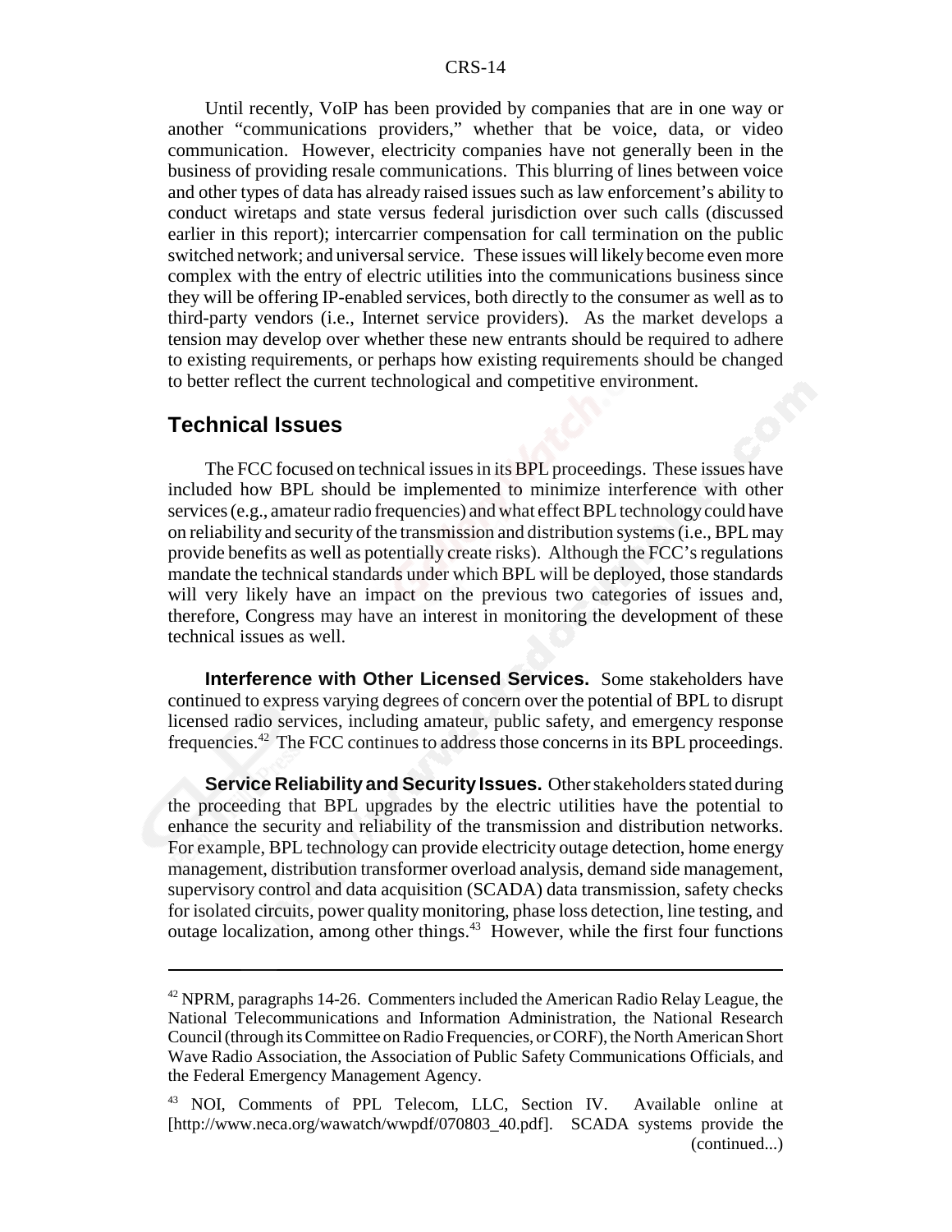Until recently, VoIP has been provided by companies that are in one way or another "communications providers," whether that be voice, data, or video communication. However, electricity companies have not generally been in the business of providing resale communications. This blurring of lines between voice and other types of data has already raised issues such as law enforcement's ability to conduct wiretaps and state versus federal jurisdiction over such calls (discussed earlier in this report); intercarrier compensation for call termination on the public switched network; and universal service. These issues will likely become even more complex with the entry of electric utilities into the communications business since they will be offering IP-enabled services, both directly to the consumer as well as to third-party vendors (i.e., Internet service providers). As the market develops a tension may develop over whether these new entrants should be required to adhere to existing requirements, or perhaps how existing requirements should be changed to better reflect the current technological and competitive environment.

## Technical Issues

The FCC focused on technical issues in its BPL proceedings. These issues have included how BPL should be implemented to minimize interference with other services (e.g., amateur radio frequencies) and what effect BPL technology could have on reliability and security of the transmission and distribution systems (i.e., BPL may provide benefits as well as potentially create risks). Although the FCC's regulations mandate the technical standards under which BPL will be deployed, those standards will very likely have an impact on the previous two categories of issues and, therefore, Congress may have an interest in monitoring the development of these technical issues as well.

**Interference with Other Licensed Services.** Some stakeholders have continued to express varying degrees of concern over the potential of BPL to disrupt licensed radio services, including amateur, public safety, and emergency response frequencies.[42] The FCC continues to address those concerns in its BPL proceedings.

**Service Reliability and Security Issues.** Other stakeholders stated during the proceeding that BPL upgrades by the electric utilities have the potential to enhance the security and reliability of the transmission and distribution networks. For example, BPL technology can provide electricity outage detection, home energy management, distribution transformer overload analysis, demand side management, supervisory control and data acquisition (SCADA) data transmission, safety checks for isolated circuits, power quality monitoring, phase loss detection, line testing, and outage localization, among other things.[43] However, while the first four functions

---

[42] NPRM, paragraphs 14-26. Commenters included the American Radio Relay League, the National Telecommunications and Information Administration, the National Research Council (through its Committee on Radio Frequencies, or CORF), the North American Short Wave Radio Association, the Association of Public Safety Communications Officials, and the Federal Emergency Management Agency.

[43] NOI, Comments of PPL Telecom, LLC, Section IV. Available online at [http://www.neca.org/wawatch/wwpdf/070803_40.pdf]. SCADA systems provide the (continued...)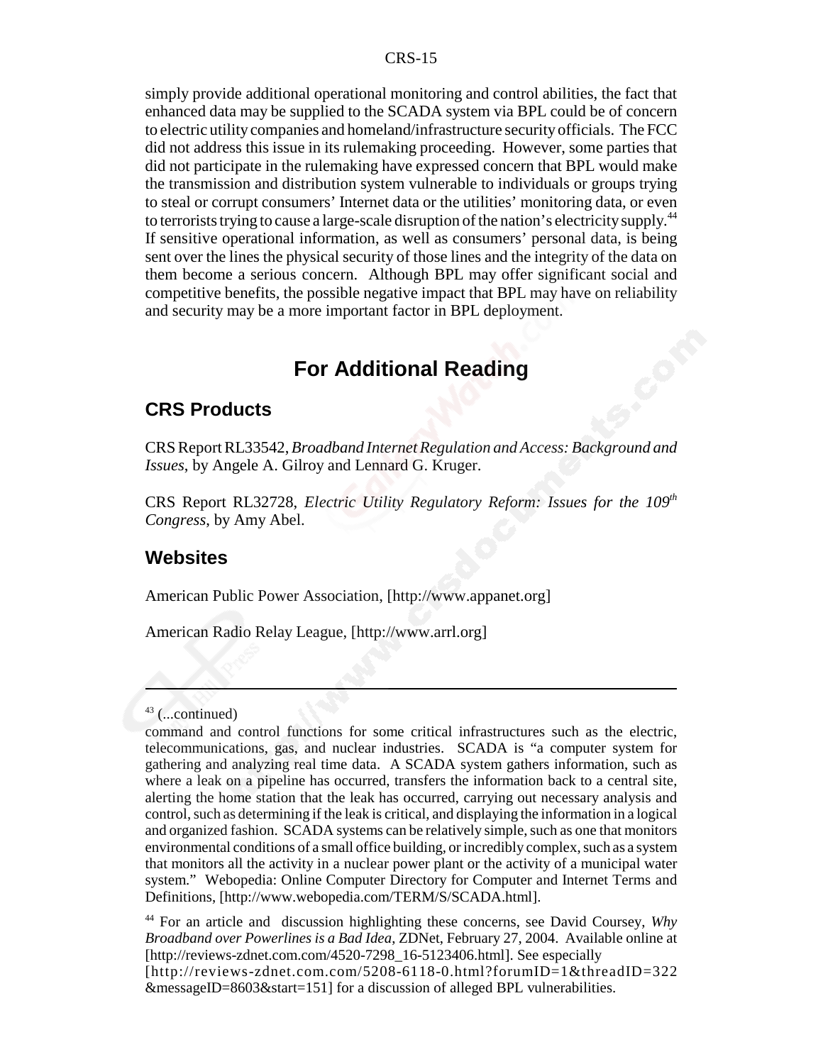simply provide additional operational monitoring and control abilities, the fact that enhanced data may be supplied to the SCADA system via BPL could be of concern to electric utility companies and homeland/infrastructure security officials. The FCC did not address this issue in its rulemaking proceeding. However, some parties that did not participate in the rulemaking have expressed concern that BPL would make the transmission and distribution system vulnerable to individuals or groups trying to steal or corrupt consumers' Internet data or the utilities' monitoring data, or even to terrorists trying to cause a large-scale disruption of the nation's electricity supply.[44] If sensitive operational information, as well as consumers' personal data, is being sent over the lines the physical security of those lines and the integrity of the data on them become a serious concern. Although BPL may offer significant social and competitive benefits, the possible negative impact that BPL may have on reliability and security may be a more important factor in BPL deployment.

# For Additional Reading

## CRS Products

CRS Report RL33542, *Broadband Internet Regulation and Access: Background and Issues*, by Angele A. Gilroy and Lennard G. Kruger.

CRS Report RL32728, *Electric Utility Regulatory Reform: Issues for the 109th Congress*, by Amy Abel.

## Websites

American Public Power Association, [http://www.appanet.org]

American Radio Relay League, [http://www.arrl.org]

---

[43] (...continued)
command and control functions for some critical infrastructures such as the electric, telecommunications, gas, and nuclear industries. SCADA is "a computer system for gathering and analyzing real time data. A SCADA system gathers information, such as where a leak on a pipeline has occurred, transfers the information back to a central site, alerting the home station that the leak has occurred, carrying out necessary analysis and control, such as determining if the leak is critical, and displaying the information in a logical and organized fashion. SCADA systems can be relatively simple, such as one that monitors environmental conditions of a small office building, or incredibly complex, such as a system that monitors all the activity in a nuclear power plant or the activity of a municipal water system." Webopedia: Online Computer Directory for Computer and Internet Terms and Definitions, [http://www.webopedia.com/TERM/S/SCADA.html].

[44] For an article and discussion highlighting these concerns, see David Coursey, *Why Broadband over Powerlines is a Bad Idea*, ZDNet, February 27, 2004. Available online at [http://reviews-zdnet.com.com/4520-7298_16-5123406.html]. See especially [http://reviews-zdnet.com.com/5208-6118-0.html?forumID=1&threadID=322&messageID=8603&start=151] for a discussion of alleged BPL vulnerabilities.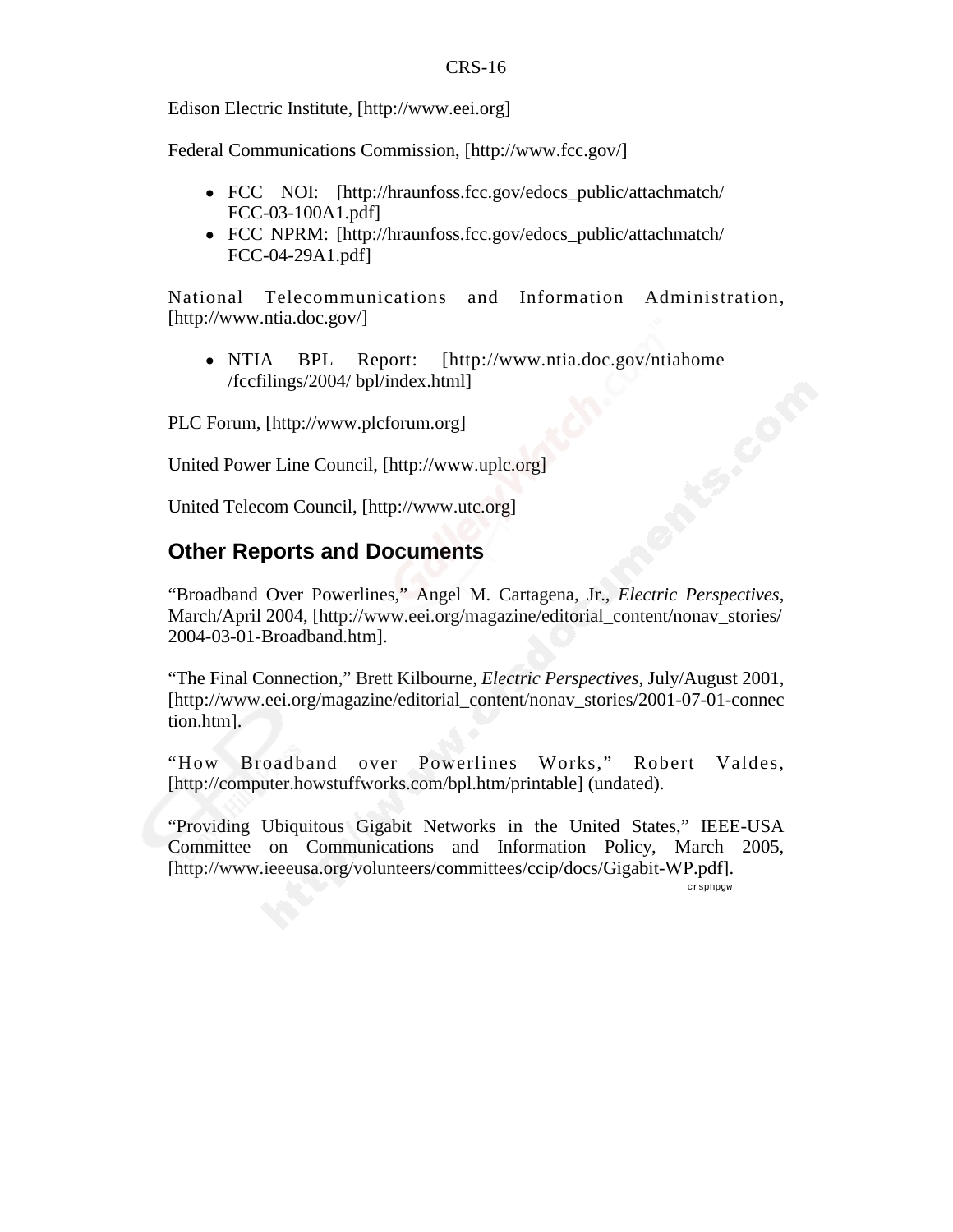Edison Electric Institute, [http://www.eei.org]

Federal Communications Commission, [http://www.fcc.gov/]

- FCC NOI: [http://hraunfoss.fcc.gov/edocs_public/attachmatch/FCC-03-100A1.pdf]
- FCC NPRM: [http://hraunfoss.fcc.gov/edocs_public/attachmatch/FCC-04-29A1.pdf]

National Telecommunications and Information Administration, [http://www.ntia.doc.gov/]

- NTIA BPL Report: [http://www.ntia.doc.gov/ntiahome/fccfilings/2004/ bpl/index.html]

PLC Forum, [http://www.plcforum.org]

United Power Line Council, [http://www.uplc.org]

United Telecom Council, [http://www.utc.org]

## Other Reports and Documents

"Broadband Over Powerlines," Angel M. Cartagena, Jr., *Electric Perspectives*, March/April 2004, [http://www.eei.org/magazine/editorial_content/nonav_stories/2004-03-01-Broadband.htm].

"The Final Connection," Brett Kilbourne, *Electric Perspectives*, July/August 2001, [http://www.eei.org/magazine/editorial_content/nonav_stories/2001-07-01-connection.htm].

"How Broadband over Powerlines Works," Robert Valdes, [http://computer.howstuffworks.com/bpl.htm/printable] (undated).

"Providing Ubiquitous Gigabit Networks in the United States," IEEE-USA Committee on Communications and Information Policy, March 2005, [http://www.ieeeusa.org/volunteers/committees/ccip/docs/Gigabit-WP.pdf].